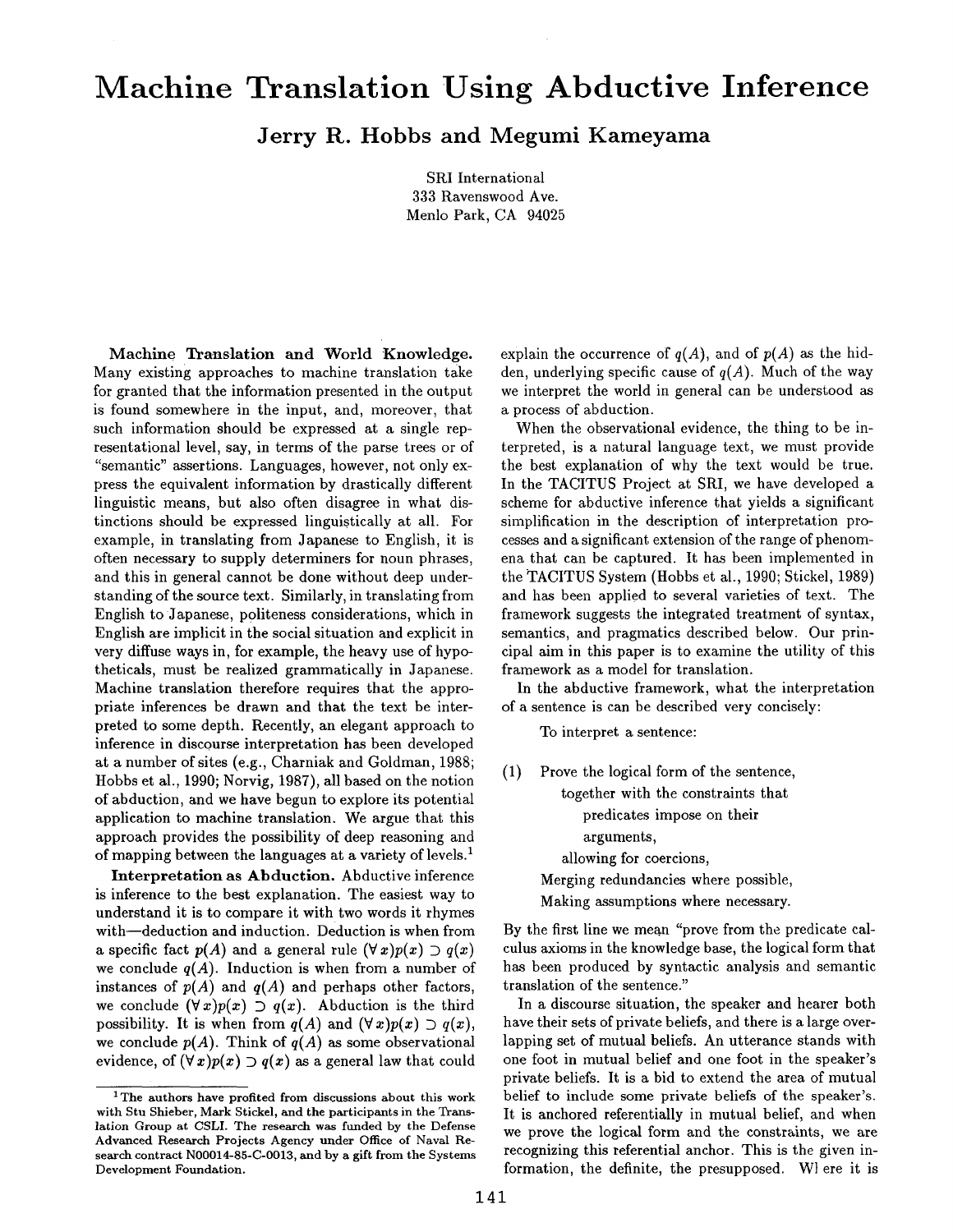# Machine Translation Using Abductive Inference

**Jerry R. Hobbs and Megumi Kameyama**

SRI International
333 Ravenswood Ave.
Menlo Park, CA 94025

**Machine Translation and World Knowledge.** Many existing approaches to machine translation take for granted that the information presented in the output is found somewhere in the input, and, moreover, that such information should be expressed at a single representational level, say, in terms of the parse trees or of "semantic" assertions. Languages, however, not only express the equivalent information by drastically different linguistic means, but also often disagree in what distinctions should be expressed linguistically at all. For example, in translating from Japanese to English, it is often necessary to supply determiners for noun phrases, and this in general cannot be done without deep understanding of the source text. Similarly, in translating from English to Japanese, politeness considerations, which in English are implicit in the social situation and explicit in very diffuse ways in, for example, the heavy use of hypotheticals, must be realized grammatically in Japanese. Machine translation therefore requires that the appropriate inferences be drawn and that the text be interpreted to some depth. Recently, an elegant approach to inference in discourse interpretation has been developed at a number of sites (e.g., Charniak and Goldman, 1988; Hobbs et al., 1990; Norvig, 1987), all based on the notion of abduction, and we have begun to explore its potential application to machine translation. We argue that this approach provides the possibility of deep reasoning and of mapping between the languages at a variety of levels.[1]

**Interpretation as Abduction.** Abductive inference is inference to the best explanation. The easiest way to understand it is to compare it with two words it rhymes with—deduction and induction. Deduction is when from a specific fact $p(A)$ and a general rule $(\forall x)p(x) \supset q(x)$ we conclude $q(A)$. Induction is when from a number of instances of $p(A)$ and $q(A)$ and perhaps other factors, we conclude $(\forall x)p(x) \supset q(x)$. Abduction is the third possibility. It is when from $q(A)$ and $(\forall x)p(x) \supset q(x)$, we conclude $p(A)$. Think of $q(A)$ as some observational evidence, of $(\forall x)p(x) \supset q(x)$ as a general law that could explain the occurrence of $q(A)$, and of $p(A)$ as the hidden, underlying specific cause of $q(A)$. Much of the way we interpret the world in general can be understood as a process of abduction.

When the observational evidence, the thing to be interpreted, is a natural language text, we must provide the best explanation of why the text would be true. In the TACITUS Project at SRI, we have developed a scheme for abductive inference that yields a significant simplification in the description of interpretation processes and a significant extension of the range of phenomena that can be captured. It has been implemented in the TACITUS System (Hobbs et al., 1990; Stickel, 1989) and has been applied to several varieties of text. The framework suggests the integrated treatment of syntax, semantics, and pragmatics described below. Our principal aim in this paper is to examine the utility of this framework as a model for translation.

In the abductive framework, what the interpretation of a sentence is can be described very concisely:

> To interpret a sentence:
>
> (1) Prove the logical form of the sentence,
>   together with the constraints that
>     predicates impose on their
>     arguments,
>   allowing for coercions,
> Merging redundancies where possible,
> Making assumptions where necessary.

By the first line we mean "prove from the predicate calculus axioms in the knowledge base, the logical form that has been produced by syntactic analysis and semantic translation of the sentence."

In a discourse situation, the speaker and hearer both have their sets of private beliefs, and there is a large overlapping set of mutual beliefs. An utterance stands with one foot in mutual belief and one foot in the speaker's private beliefs. It is a bid to extend the area of mutual belief to include some private beliefs of the speaker's. It is anchored referentially in mutual belief, and when we prove the logical form and the constraints, we are recognizing this referential anchor. This is the given information, the definite, the presupposed. Wl ere it is

[1] The authors have profited from discussions about this work with Stu Shieber, Mark Stickel, and the participants in the Translation Group at CSLI. The research was funded by the Defense Advanced Research Projects Agency under Office of Naval Research contract N00014-85-C-0013, and by a gift from the Systems Development Foundation.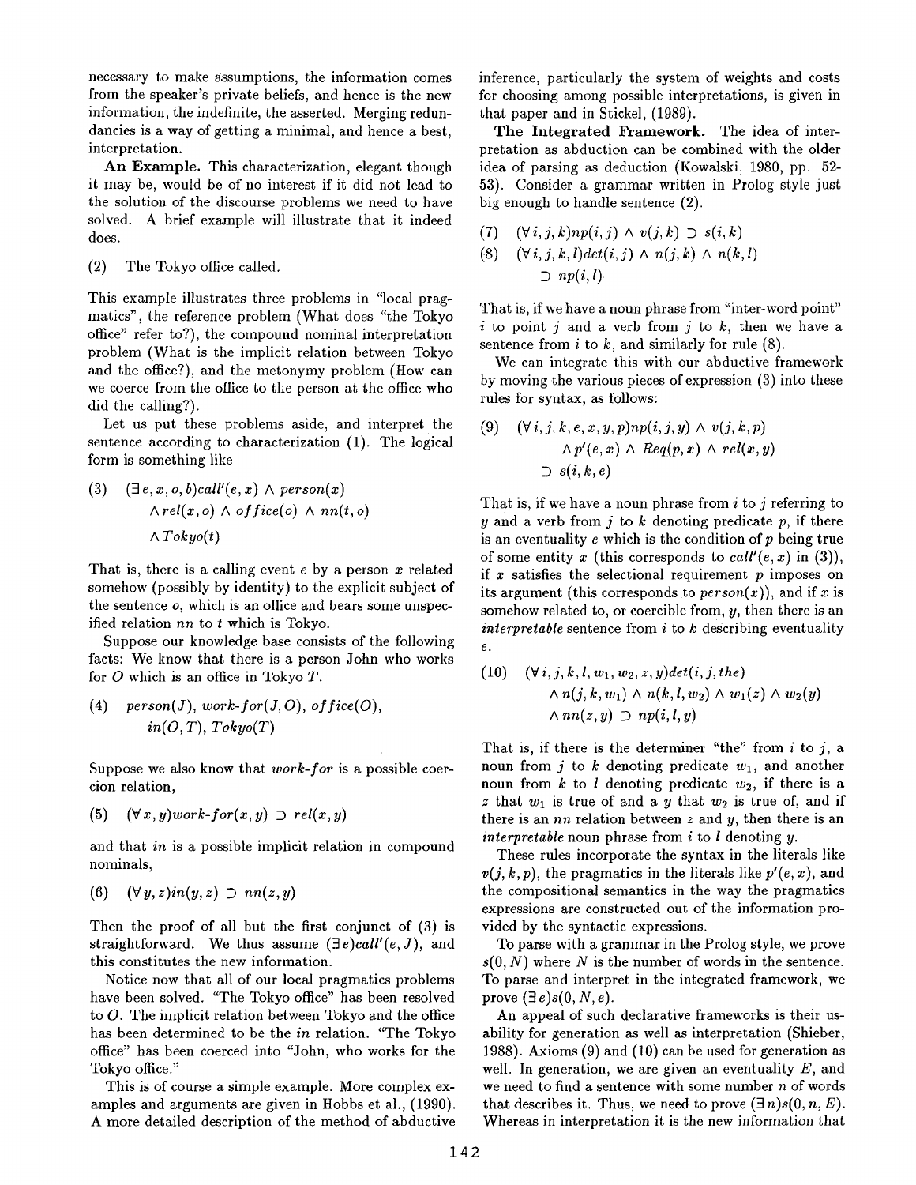necessary to make assumptions, the information comes from the speaker's private beliefs, and hence is the new information, the indefinite, the asserted. Merging redundancies is a way of getting a minimal, and hence a best, interpretation.

**An Example.** This characterization, elegant though it may be, would be of no interest if it did not lead to the solution of the discourse problems we need to have solved. A brief example will illustrate that it indeed does.

(2) The Tokyo office called.

This example illustrates three problems in "local pragmatics", the reference problem (What does "the Tokyo office" refer to?), the compound nominal interpretation problem (What is the implicit relation between Tokyo and the office?), and the metonymy problem (How can we coerce from the office to the person at the office who did the calling?).

Let us put these problems aside, and interpret the sentence according to characterization (1). The logical form is something like

$$(3) \quad (\exists\, e, x, o, b) call'(e, x) \wedge person(x) \wedge rel(x, o) \wedge office(o) \wedge nn(t, o) \wedge Tokyo(t)$$

That is, there is a calling event $e$ by a person $x$ related somehow (possibly by identity) to the explicit subject of the sentence $o$, which is an office and bears some unspecified relation $nn$ to $t$ which is Tokyo.

Suppose our knowledge base consists of the following facts: We know that there is a person John who works for $O$ which is an office in Tokyo $T$.

$$(4) \quad person(J),\ work\text{-}for(J, O),\ office(O),\ in(O, T),\ Tokyo(T)$$

Suppose we also know that *work-for* is a possible coercion relation,

$$(5) \quad (\forall\, x, y) work\text{-}for(x, y) \supset rel(x, y)$$

and that *in* is a possible implicit relation in compound nominals,

$$(6) \quad (\forall\, y, z) in(y, z) \supset nn(z, y)$$

Then the proof of all but the first conjunct of (3) is straightforward. We thus assume $(\exists\, e) call'(e, J)$, and this constitutes the new information.

Notice now that all of our local pragmatics problems have been solved. "The Tokyo office" has been resolved to $O$. The implicit relation between Tokyo and the office has been determined to be the *in* relation. "The Tokyo office" has been coerced into "John, who works for the Tokyo office."

This is of course a simple example. More complex examples and arguments are given in Hobbs et al., (1990). A more detailed description of the method of abductive inference, particularly the system of weights and costs for choosing among possible interpretations, is given in that paper and in Stickel, (1989).

**The Integrated Framework.** The idea of interpretation as abduction can be combined with the older idea of parsing as deduction (Kowalski, 1980, pp. 52-53). Consider a grammar written in Prolog style just big enough to handle sentence (2).

$$(7) \quad (\forall\, i, j, k) np(i, j) \wedge v(j, k) \supset s(i, k)$$

$$(8) \quad (\forall\, i, j, k, l) det(i, j) \wedge n(j, k) \wedge n(k, l) \supset np(i, l)$$

That is, if we have a noun phrase from "inter-word point" $i$ to point $j$ and a verb from $j$ to $k$, then we have a sentence from $i$ to $k$, and similarly for rule (8).

We can integrate this with our abductive framework by moving the various pieces of expression (3) into these rules for syntax, as follows:

$$(9) \quad (\forall\, i, j, k, e, x, y, p) np(i, j, y) \wedge v(j, k, p) \wedge p'(e, x) \wedge Req(p, x) \wedge rel(x, y) \supset s(i, k, e)$$

That is, if we have a noun phrase from $i$ to $j$ referring to $y$ and a verb from $j$ to $k$ denoting predicate $p$, if there is an eventuality $e$ which is the condition of $p$ being true of some entity $x$ (this corresponds to $call'(e, x)$ in (3)), if $x$ satisfies the selectional requirement $p$ imposes on its argument (this corresponds to $person(x)$), and if $x$ is somehow related to, or coercible from, $y$, then there is an *interpretable* sentence from $i$ to $k$ describing eventuality $e$.

$$(10) \quad (\forall\, i, j, k, l, w_1, w_2, z, y) det(i, j, the) \wedge n(j, k, w_1) \wedge n(k, l, w_2) \wedge w_1(z) \wedge w_2(y) \wedge nn(z, y) \supset np(i, l, y)$$

That is, if there is the determiner "the" from $i$ to $j$, a noun from $j$ to $k$ denoting predicate $w_1$, and another noun from $k$ to $l$ denoting predicate $w_2$, if there is a $z$ that $w_1$ is true of and a $y$ that $w_2$ is true of, and if there is an $nn$ relation between $z$ and $y$, then there is an *interpretable* noun phrase from $i$ to $l$ denoting $y$.

These rules incorporate the syntax in the literals like $v(j, k, p)$, the pragmatics in the literals like $p'(e, x)$, and the compositional semantics in the way the pragmatics expressions are constructed out of the information provided by the syntactic expressions.

To parse with a grammar in the Prolog style, we prove $s(0, N)$ where $N$ is the number of words in the sentence. To parse and interpret in the integrated framework, we prove $(\exists\, e) s(0, N, e)$.

An appeal of such declarative frameworks is their usability for generation as well as interpretation (Shieber, 1988). Axioms (9) and (10) can be used for generation as well. In generation, we are given an eventuality $E$, and we need to find a sentence with some number $n$ of words that describes it. Thus, we need to prove $(\exists\, n) s(0, n, E)$. Whereas in interpretation it is the new information that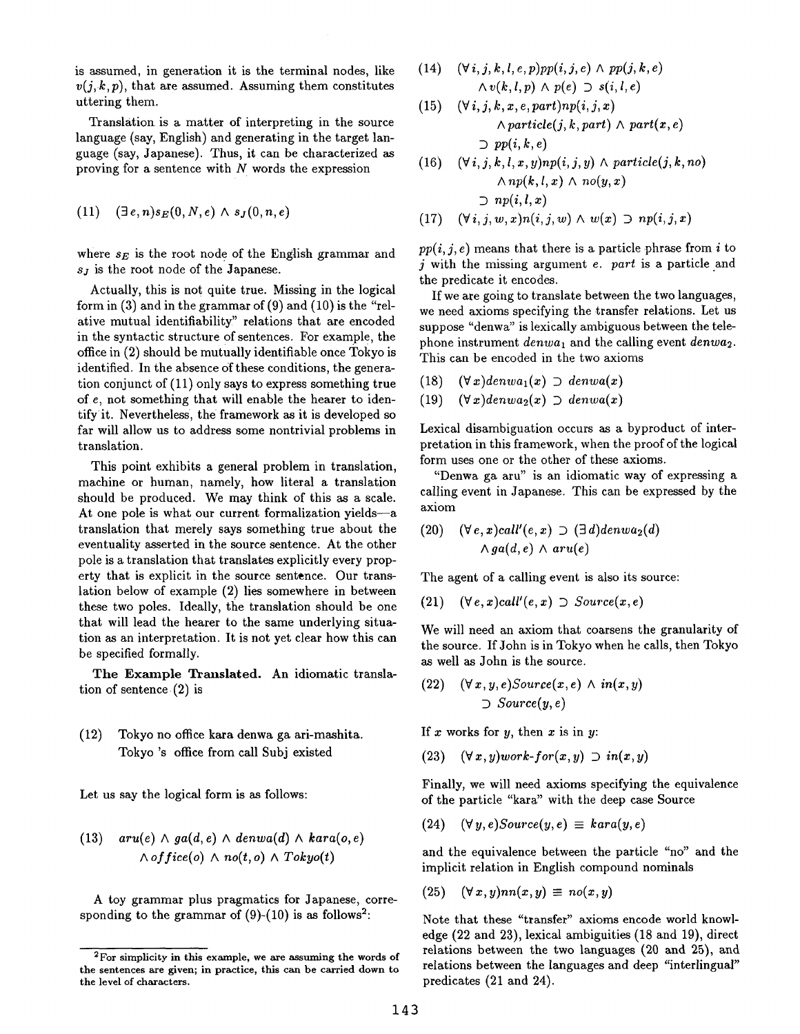is assumed, in generation it is the terminal nodes, like $v(j, k, p)$, that are assumed. Assuming them constitutes uttering them.

Translation is a matter of interpreting in the source language (say, English) and generating in the target language (say, Japanese). Thus, it can be characterized as proving for a sentence with $N$ words the expression

$$(11) \quad (\exists e, n) s_E(0, N, e) \wedge s_J(0, n, e)$$

where $s_E$ is the root node of the English grammar and $s_J$ is the root node of the Japanese.

Actually, this is not quite true. Missing in the logical form in (3) and in the grammar of (9) and (10) is the "relative mutual identifiability" relations that are encoded in the syntactic structure of sentences. For example, the office in (2) should be mutually identifiable once Tokyo is identified. In the absence of these conditions, the generation conjunct of (11) only says to express something true of $e$, not something that will enable the hearer to identify it. Nevertheless, the framework as it is developed so far will allow us to address some nontrivial problems in translation.

This point exhibits a general problem in translation, machine or human, namely, how literal a translation should be produced. We may think of this as a scale. At one pole is what our current formalization yields—a translation that merely says something true about the eventuality asserted in the source sentence. At the other pole is a translation that translates explicitly every property that is explicit in the source sentence. Our translation below of example (2) lies somewhere in between these two poles. Ideally, the translation should be one that will lead the hearer to the same underlying situation as an interpretation. It is not yet clear how this can be specified formally.

**The Example Translated.** An idiomatic translation of sentence (2) is

(12) Tokyo no office kara denwa ga ari-mashita.
Tokyo 's office from call Subj existed

Let us say the logical form is as follows:

$$(13) \quad aru(e) \wedge ga(d, e) \wedge denwa(d) \wedge kara(o, e) \wedge office(o) \wedge no(t, o) \wedge Tokyo(t)$$

A toy grammar plus pragmatics for Japanese, corresponding to the grammar of (9)-(10) is as follows[2]:

$$(14) \quad (\forall i, j, k, l, e, p) pp(i, j, e) \wedge pp(j, k, e) \wedge v(k, l, p) \wedge p(e) \supset s(i, l, e)$$

$$(15) \quad (\forall i, j, k, x, e, part) np(i, j, x) \wedge particle(j, k, part) \wedge part(x, e) \supset pp(i, k, e)$$

$$(16) \quad (\forall i, j, k, l, x, y) np(i, j, y) \wedge particle(j, k, no) \wedge np(k, l, x) \wedge no(y, x) \supset np(i, l, x)$$

$$(17) \quad (\forall i, j, w, x) n(i, j, w) \wedge w(x) \supset np(i, j, x)$$

$pp(i, j, e)$ means that there is a particle phrase from $i$ to $j$ with the missing argument $e$. $part$ is a particle and the predicate it encodes.

If we are going to translate between the two languages, we need axioms specifying the transfer relations. Let us suppose "denwa" is lexically ambiguous between the telephone instrument $denwa_1$ and the calling event $denwa_2$. This can be encoded in the two axioms

$$(18) \quad (\forall x) denwa_1(x) \supset denwa(x)$$

$$(19) \quad (\forall x) denwa_2(x) \supset denwa(x)$$

Lexical disambiguation occurs as a byproduct of interpretation in this framework, when the proof of the logical form uses one or the other of these axioms.

"Denwa ga aru" is an idiomatic way of expressing a calling event in Japanese. This can be expressed by the axiom

$$(20) \quad (\forall e, x) call'(e, x) \supset (\exists d) denwa_2(d) \wedge ga(d, e) \wedge aru(e)$$

The agent of a calling event is also its source:

$$(21) \quad (\forall e, x) call'(e, x) \supset Source(x, e)$$

We will need an axiom that coarsens the granularity of the source. If John is in Tokyo when he calls, then Tokyo as well as John is the source.

$$(22) \quad (\forall x, y, e) Source(x, e) \wedge in(x, y) \supset Source(y, e)$$

If $x$ works for $y$, then $x$ is in $y$:

$$(23) \quad (\forall x, y) work\text{-}for(x, y) \supset in(x, y)$$

Finally, we will need axioms specifying the equivalence of the particle "kara" with the deep case Source

$$(24) \quad (\forall y, e) Source(y, e) \equiv kara(y, e)$$

and the equivalence between the particle "no" and the implicit relation in English compound nominals

$$(25) \quad (\forall x, y) nn(x, y) \equiv no(x, y)$$

Note that these "transfer" axioms encode world knowledge (22 and 23), lexical ambiguities (18 and 19), direct relations between the two languages (20 and 25), and relations between the languages and deep "interlingual" predicates (21 and 24).

[2]For simplicity in this example, we are assuming the words of the sentences are given; in practice, this can be carried down to the level of characters.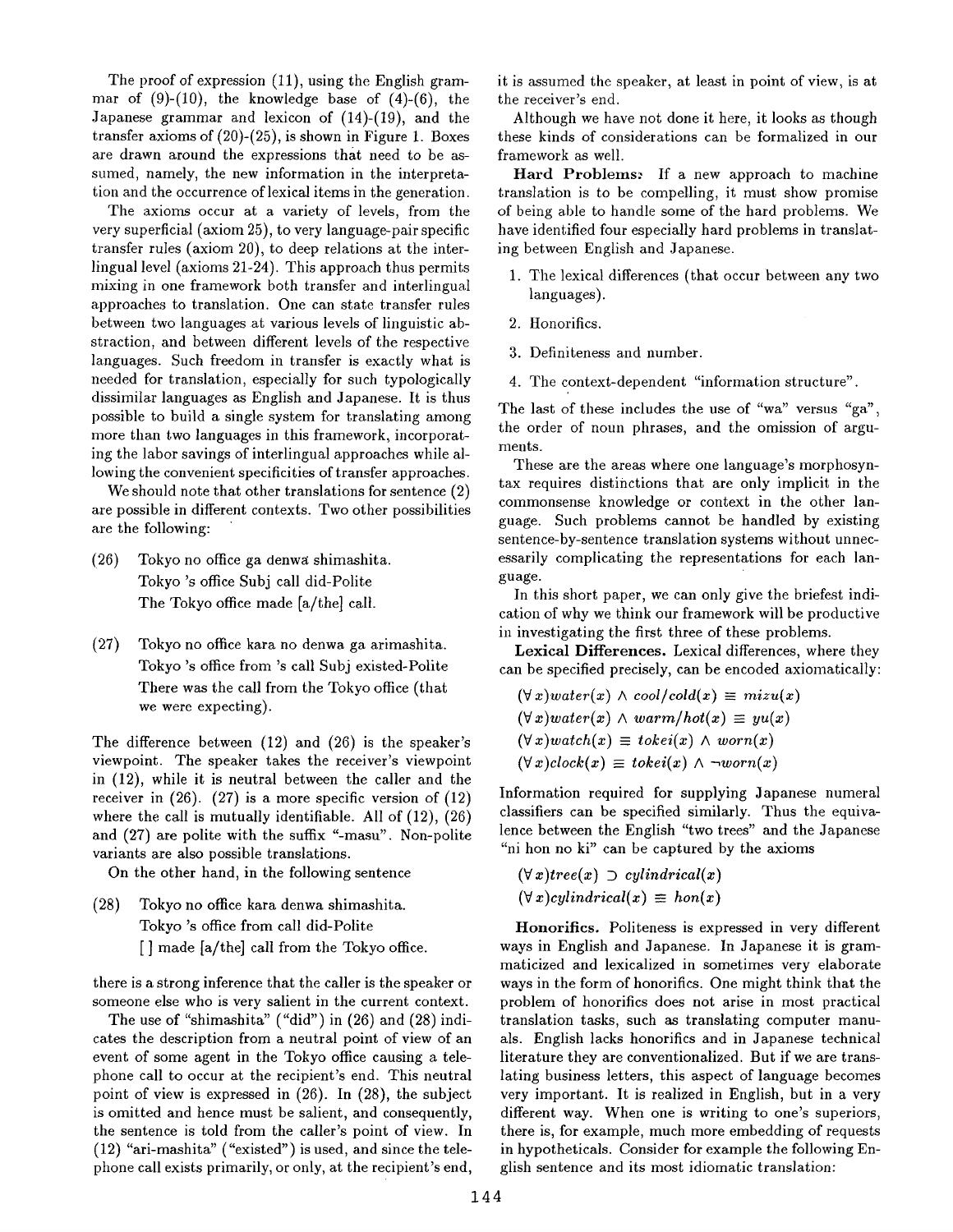The proof of expression (11), using the English grammar of (9)-(10), the knowledge base of (4)-(6), the Japanese grammar and lexicon of (14)-(19), and the transfer axioms of (20)-(25), is shown in Figure 1. Boxes are drawn around the expressions that need to be assumed, namely, the new information in the interpretation and the occurrence of lexical items in the generation.

The axioms occur at a variety of levels, from the very superficial (axiom 25), to very language-pair specific transfer rules (axiom 20), to deep relations at the interlingual level (axioms 21-24). This approach thus permits mixing in one framework both transfer and interlingual approaches to translation. One can state transfer rules between two languages at various levels of linguistic abstraction, and between different levels of the respective languages. Such freedom in transfer is exactly what is needed for translation, especially for such typologically dissimilar languages as English and Japanese. It is thus possible to build a single system for translating among more than two languages in this framework, incorporating the labor savings of interlingual approaches while allowing the convenient specificities of transfer approaches.

We should note that other translations for sentence (2) are possible in different contexts. Two other possibilities are the following:

(26) Tokyo no office ga denwa shimashita.
Tokyo 's office Subj call did-Polite
The Tokyo office made [a/the] call.

(27) Tokyo no office kara no denwa ga arimashita.
Tokyo 's office from 's call Subj existed-Polite
There was the call from the Tokyo office (that we were expecting).

The difference between (12) and (26) is the speaker's viewpoint. The speaker takes the receiver's viewpoint in (12), while it is neutral between the caller and the receiver in (26). (27) is a more specific version of (12) where the call is mutually identifiable. All of (12), (26) and (27) are polite with the suffix "-masu". Non-polite variants are also possible translations.

On the other hand, in the following sentence

(28) Tokyo no office kara denwa shimashita.
Tokyo 's office from call did-Polite
[ ] made [a/the] call from the Tokyo office.

there is a strong inference that the caller is the speaker or someone else who is very salient in the current context.

The use of "shimashita" ("did") in (26) and (28) indicates the description from a neutral point of view of an event of some agent in the Tokyo office causing a telephone call to occur at the recipient's end. This neutral point of view is expressed in (26). In (28), the subject is omitted and hence must be salient, and consequently, the sentence is told from the caller's point of view. In (12) "ari-mashita" ("existed") is used, and since the telephone call exists primarily, or only, at the recipient's end, it is assumed the speaker, at least in point of view, is at the receiver's end.

Although we have not done it here, it looks as though these kinds of considerations can be formalized in our framework as well.

**Hard Problems:** If a new approach to machine translation is to be compelling, it must show promise of being able to handle some of the hard problems. We have identified four especially hard problems in translating between English and Japanese.

1. The lexical differences (that occur between any two languages).
2. Honorifics.
3. Definiteness and number.
4. The context-dependent "information structure".

The last of these includes the use of "wa" versus "ga", the order of noun phrases, and the omission of arguments.

These are the areas where one language's morphosyntax requires distinctions that are only implicit in the commonsense knowledge or context in the other language. Such problems cannot be handled by existing sentence-by-sentence translation systems without unnecessarily complicating the representations for each language.

In this short paper, we can only give the briefest indication of why we think our framework will be productive in investigating the first three of these problems.

**Lexical Differences.** Lexical differences, where they can be specified precisely, can be encoded axiomatically:

$$(\forall x) water(x) \wedge cool/cold(x) \equiv mizu(x)$$
$$(\forall x) water(x) \wedge warm/hot(x) \equiv yu(x)$$
$$(\forall x) watch(x) \equiv tokei(x) \wedge worn(x)$$
$$(\forall x) clock(x) \equiv tokei(x) \wedge \neg worn(x)$$

Information required for supplying Japanese numeral classifiers can be specified similarly. Thus the equivalence between the English "two trees" and the Japanese "ni hon no ki" can be captured by the axioms

$$(\forall x) tree(x) \supset cylindrical(x)$$
$$(\forall x) cylindrical(x) \equiv hon(x)$$

**Honorifics.** Politeness is expressed in very different ways in English and Japanese. In Japanese it is grammaticized and lexicalized in sometimes very elaborate ways in the form of honorifics. One might think that the problem of honorifics does not arise in most practical translation tasks, such as translating computer manuals. English lacks honorifics and in Japanese technical literature they are conventionalized. But if we are translating business letters, this aspect of language becomes very important. It is realized in English, but in a very different way. When one is writing to one's superiors, there is, for example, much more embedding of requests in hypotheticals. Consider for example the following English sentence and its most idiomatic translation: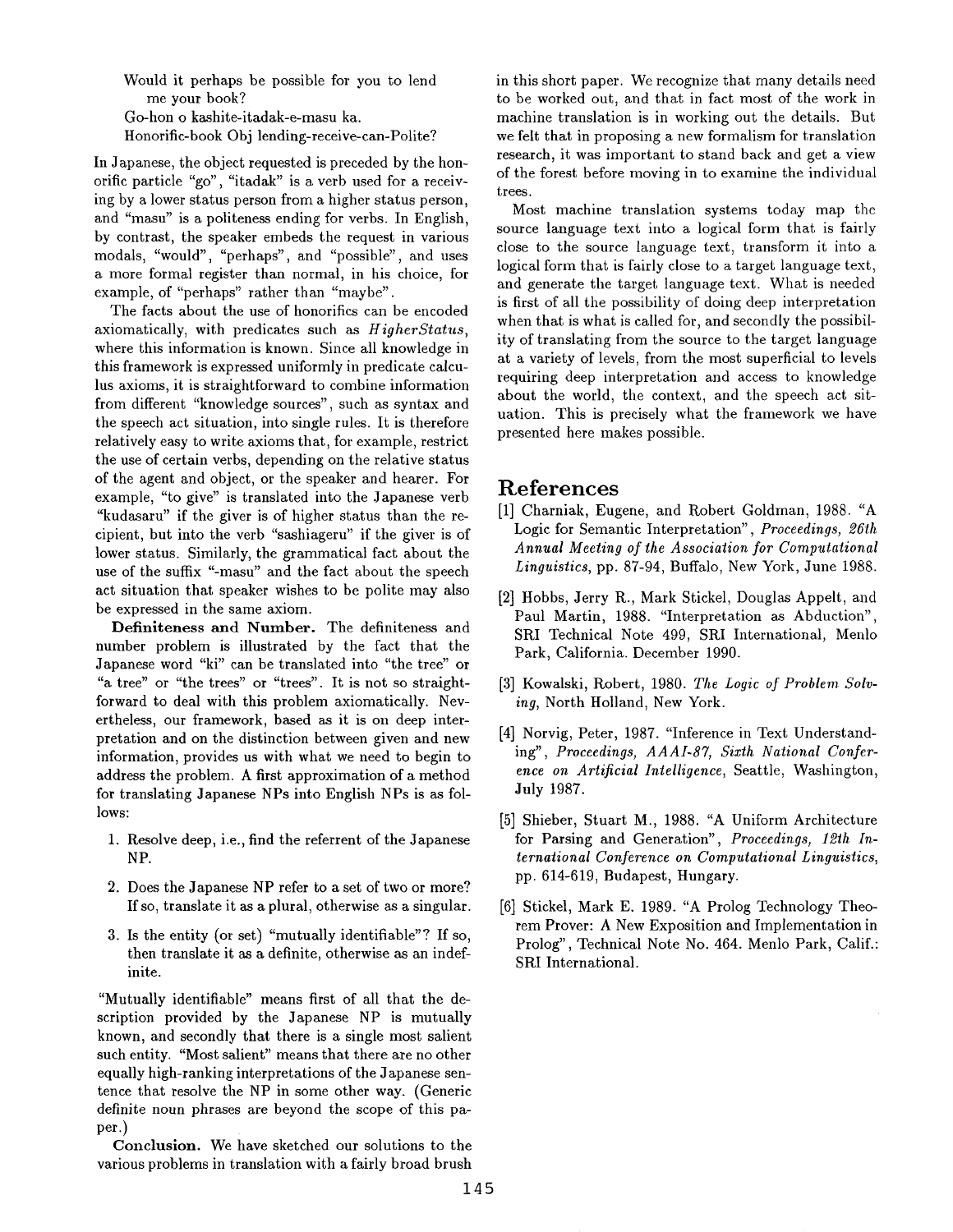Would it perhaps be possible for you to lend me your book?
Go-hon o kashite-itadak-e-masu ka.
Honorific-book Obj lending-receive-can-Polite?

In Japanese, the object requested is preceded by the honorific particle "go", "itadak" is a verb used for a receiving by a lower status person from a higher status person, and "masu" is a politeness ending for verbs. In English, by contrast, the speaker embeds the request in various modals, "would", "perhaps", and "possible", and uses a more formal register than normal, in his choice, for example, of "perhaps" rather than "maybe".

The facts about the use of honorifics can be encoded axiomatically, with predicates such as *HigherStatus*, where this information is known. Since all knowledge in this framework is expressed uniformly in predicate calculus axioms, it is straightforward to combine information from different "knowledge sources", such as syntax and the speech act situation, into single rules. It is therefore relatively easy to write axioms that, for example, restrict the use of certain verbs, depending on the relative status of the agent and object, or the speaker and hearer. For example, "to give" is translated into the Japanese verb "kudasaru" if the giver is of higher status than the recipient, but into the verb "sashiageru" if the giver is of lower status. Similarly, the grammatical fact about the use of the suffix "-masu" and the fact about the speech act situation that speaker wishes to be polite may also be expressed in the same axiom.

**Definiteness and Number.** The definiteness and number problem is illustrated by the fact that the Japanese word "ki" can be translated into "the tree" or "a tree" or "the trees" or "trees". It is not so straightforward to deal with this problem axiomatically. Nevertheless, our framework, based as it is on deep interpretation and on the distinction between given and new information, provides us with what we need to begin to address the problem. A first approximation of a method for translating Japanese NPs into English NPs is as follows:

1. Resolve deep, i.e., find the referrent of the Japanese NP.
2. Does the Japanese NP refer to a set of two or more? If so, translate it as a plural, otherwise as a singular.
3. Is the entity (or set) "mutually identifiable"? If so, then translate it as a definite, otherwise as an indefinite.

"Mutually identifiable" means first of all that the description provided by the Japanese NP is mutually known, and secondly that there is a single most salient such entity. "Most salient" means that there are no other equally high-ranking interpretations of the Japanese sentence that resolve the NP in some other way. (Generic definite noun phrases are beyond the scope of this paper.)

**Conclusion.** We have sketched our solutions to the various problems in translation with a fairly broad brush in this short paper. We recognize that many details need to be worked out, and that in fact most of the work in machine translation is in working out the details. But we felt that in proposing a new formalism for translation research, it was important to stand back and get a view of the forest before moving in to examine the individual trees.

Most machine translation systems today map the source language text into a logical form that is fairly close to the source language text, transform it into a logical form that is fairly close to a target language text, and generate the target language text. What is needed is first of all the possibility of doing deep interpretation when that is what is called for, and secondly the possibility of translating from the source to the target language at a variety of levels, from the most superficial to levels requiring deep interpretation and access to knowledge about the world, the context, and the speech act situation. This is precisely what the framework we have presented here makes possible.

# References

[1] Charniak, Eugene, and Robert Goldman, 1988. "A Logic for Semantic Interpretation", *Proceedings, 26th Annual Meeting of the Association for Computational Linguistics*, pp. 87-94, Buffalo, New York, June 1988.

[2] Hobbs, Jerry R., Mark Stickel, Douglas Appelt, and Paul Martin, 1988. "Interpretation as Abduction", SRI Technical Note 499, SRI International, Menlo Park, California. December 1990.

[3] Kowalski, Robert, 1980. *The Logic of Problem Solving*, North Holland, New York.

[4] Norvig, Peter, 1987. "Inference in Text Understanding", *Proceedings, AAAI-87, Sixth National Conference on Artificial Intelligence*, Seattle, Washington, July 1987.

[5] Shieber, Stuart M., 1988. "A Uniform Architecture for Parsing and Generation", *Proceedings, 12th International Conference on Computational Linguistics*, pp. 614-619, Budapest, Hungary.

[6] Stickel, Mark E. 1989. "A Prolog Technology Theorem Prover: A New Exposition and Implementation in Prolog", Technical Note No. 464. Menlo Park, Calif.: SRI International.